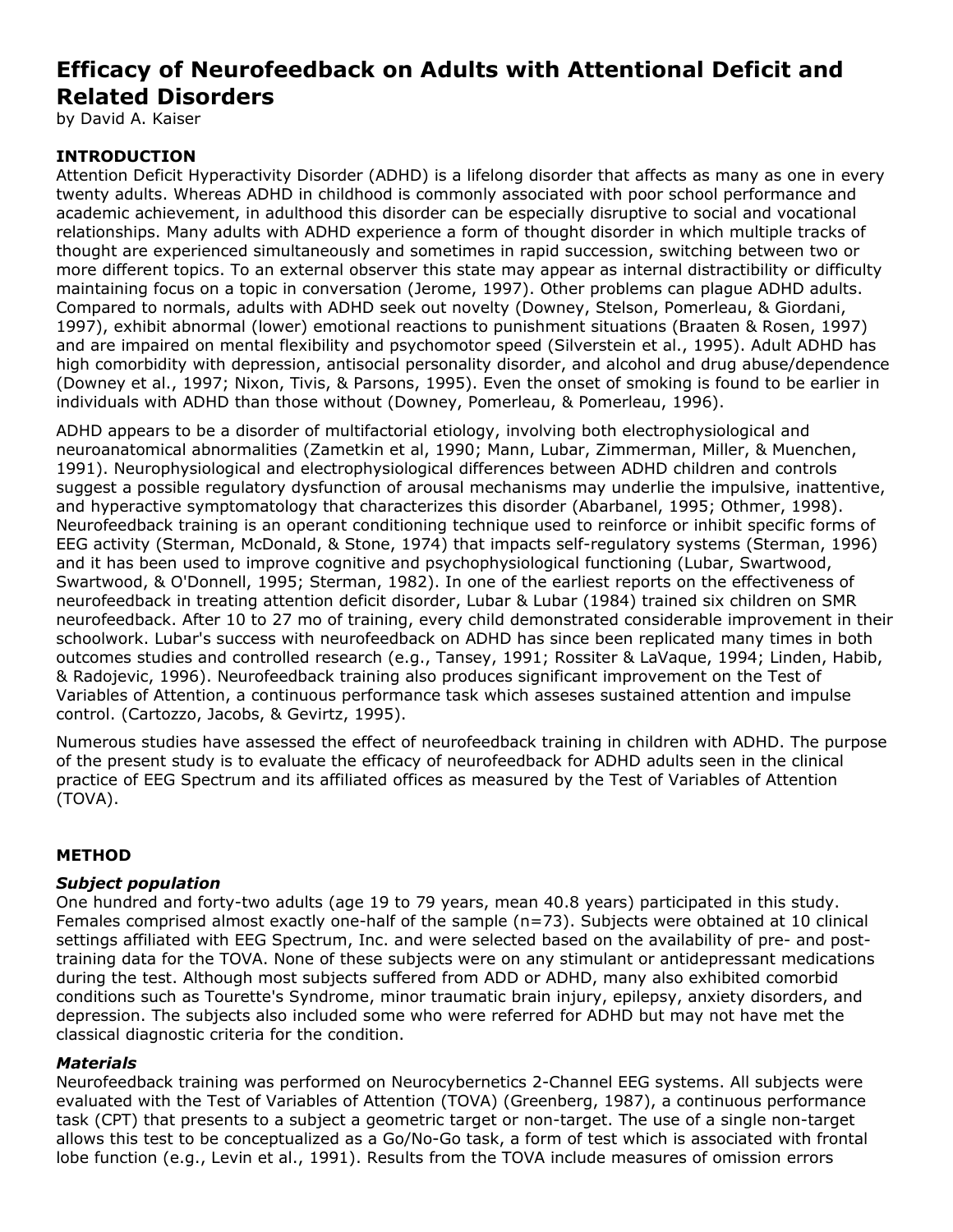# Efficacy of Neurofeedback on Adults with Attentional Deficit and Related Disorders

by David A. Kaiser

## INTRODUCTION

Attention Deficit Hyperactivity Disorder (ADHD) is a lifelong disorder that affects as many as one in every twenty adults. Whereas ADHD in childhood is commonly associated with poor school performance and academic achievement, in adulthood this disorder can be especially disruptive to social and vocational relationships. Many adults with ADHD experience a form of thought disorder in which multiple tracks of thought are experienced simultaneously and sometimes in rapid succession, switching between two or more different topics. To an external observer this state may appear as internal distractibility or difficulty maintaining focus on a topic in conversation (Jerome, 1997). Other problems can plague ADHD adults. Compared to normals, adults with ADHD seek out novelty (Downey, Stelson, Pomerleau, & Giordani, 1997), exhibit abnormal (lower) emotional reactions to punishment situations (Braaten & Rosen, 1997) and are impaired on mental flexibility and psychomotor speed (Silverstein et al., 1995). Adult ADHD has high comorbidity with depression, antisocial personality disorder, and alcohol and drug abuse/dependence (Downey et al., 1997; Nixon, Tivis, & Parsons, 1995). Even the onset of smoking is found to be earlier in individuals with ADHD than those without (Downey, Pomerleau, & Pomerleau, 1996).

ADHD appears to be a disorder of multifactorial etiology, involving both electrophysiological and neuroanatomical abnormalities (Zametkin et al, 1990; Mann, Lubar, Zimmerman, Miller, & Muenchen, 1991). Neurophysiological and electrophysiological differences between ADHD children and controls suggest a possible regulatory dysfunction of arousal mechanisms may underlie the impulsive, inattentive, and hyperactive symptomatology that characterizes this disorder (Abarbanel, 1995; Othmer, 1998). Neurofeedback training is an operant conditioning technique used to reinforce or inhibit specific forms of EEG activity (Sterman, McDonald, & Stone, 1974) that impacts self-regulatory systems (Sterman, 1996) and it has been used to improve cognitive and psychophysiological functioning (Lubar, Swartwood, Swartwood, & O'Donnell, 1995; Sterman, 1982). In one of the earliest reports on the effectiveness of neurofeedback in treating attention deficit disorder, Lubar & Lubar (1984) trained six children on SMR neurofeedback. After 10 to 27 mo of training, every child demonstrated considerable improvement in their schoolwork. Lubar's success with neurofeedback on ADHD has since been replicated many times in both outcomes studies and controlled research (e.g., Tansey, 1991; Rossiter & LaVaque, 1994; Linden, Habib, & Radojevic, 1996). Neurofeedback training also produces significant improvement on the Test of Variables of Attention, a continuous performance task which asseses sustained attention and impulse control. (Cartozzo, Jacobs, & Gevirtz, 1995).

Numerous studies have assessed the effect of neurofeedback training in children with ADHD. The purpose of the present study is to evaluate the efficacy of neurofeedback for ADHD adults seen in the clinical practice of EEG Spectrum and its affiliated offices as measured by the Test of Variables of Attention (TOVA).

## METHOD

### *Subject population*

One hundred and forty-two adults (age 19 to 79 years, mean 40.8 years) participated in this study. Females comprised almost exactly one-half of the sample (n=73). Subjects were obtained at 10 clinical settings affiliated with EEG Spectrum, Inc. and were selected based on the availability of pre- and post-training data for the TOVA. None of these subjects were on any stimulant or antidepressant medications during the test. Although most subjects suffered from ADD or ADHD, many also exhibited comorbid conditions such as Tourette's Syndrome, minor traumatic brain injury, epilepsy, anxiety disorders, and depression. The subjects also included some who were referred for ADHD but may not have met the classical diagnostic criteria for the condition.

### *Materials*

Neurofeedback training was performed on Neurocybernetics 2-Channel EEG systems. All subjects were evaluated with the Test of Variables of Attention (TOVA) (Greenberg, 1987), a continuous performance task (CPT) that presents to a subject a geometric target or non-target. The use of a single non-target allows this test to be conceptualized as a Go/No-Go task, a form of test which is associated with frontal lobe function (e.g., Levin et al., 1991). Results from the TOVA include measures of omission errors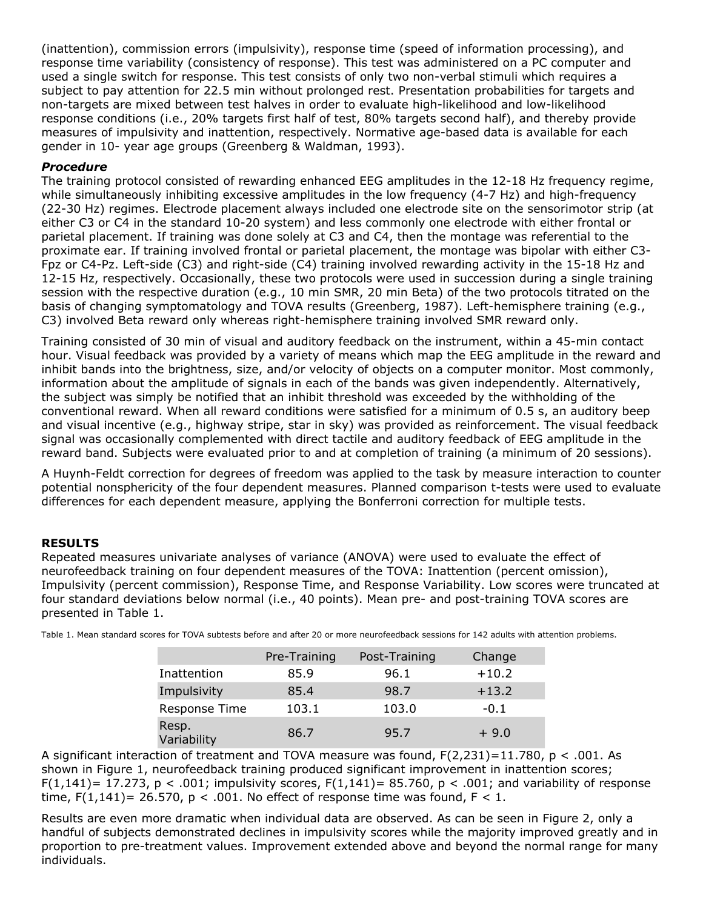(inattention), commission errors (impulsivity), response time (speed of information processing), and response time variability (consistency of response). This test was administered on a PC computer and used a single switch for response. This test consists of only two non-verbal stimuli which requires a subject to pay attention for 22.5 min without prolonged rest. Presentation probabilities for targets and non-targets are mixed between test halves in order to evaluate high-likelihood and low-likelihood response conditions (i.e., 20% targets first half of test, 80% targets second half), and thereby provide measures of impulsivity and inattention, respectively. Normative age-based data is available for each gender in 10- year age groups (Greenberg & Waldman, 1993).

### *Procedure*

The training protocol consisted of rewarding enhanced EEG amplitudes in the 12-18 Hz frequency regime, while simultaneously inhibiting excessive amplitudes in the low frequency (4-7 Hz) and high-frequency (22-30 Hz) regimes. Electrode placement always included one electrode site on the sensorimotor strip (at either C3 or C4 in the standard 10-20 system) and less commonly one electrode with either frontal or parietal placement. If training was done solely at C3 and C4, then the montage was referential to the proximate ear. If training involved frontal or parietal placement, the montage was bipolar with either C3-Fpz or C4-Pz. Left-side (C3) and right-side (C4) training involved rewarding activity in the 15-18 Hz and 12-15 Hz, respectively. Occasionally, these two protocols were used in succession during a single training session with the respective duration (e.g., 10 min SMR, 20 min Beta) of the two protocols titrated on the basis of changing symptomatology and TOVA results (Greenberg, 1987). Left-hemisphere training (e.g., C3) involved Beta reward only whereas right-hemisphere training involved SMR reward only.

Training consisted of 30 min of visual and auditory feedback on the instrument, within a 45-min contact hour. Visual feedback was provided by a variety of means which map the EEG amplitude in the reward and inhibit bands into the brightness, size, and/or velocity of objects on a computer monitor. Most commonly, information about the amplitude of signals in each of the bands was given independently. Alternatively, the subject was simply be notified that an inhibit threshold was exceeded by the withholding of the conventional reward. When all reward conditions were satisfied for a minimum of 0.5 s, an auditory beep and visual incentive (e.g., highway stripe, star in sky) was provided as reinforcement. The visual feedback signal was occasionally complemented with direct tactile and auditory feedback of EEG amplitude in the reward band. Subjects were evaluated prior to and at completion of training (a minimum of 20 sessions).

A Huynh-Feldt correction for degrees of freedom was applied to the task by measure interaction to counter potential nonsphericity of the four dependent measures. Planned comparison t-tests were used to evaluate differences for each dependent measure, applying the Bonferroni correction for multiple tests.

## RESULTS

Repeated measures univariate analyses of variance (ANOVA) were used to evaluate the effect of neurofeedback training on four dependent measures of the TOVA: Inattention (percent omission), Impulsivity (percent commission), Response Time, and Response Variability. Low scores were truncated at four standard deviations below normal (i.e., 40 points). Mean pre- and post-training TOVA scores are presented in Table 1.

Table 1. Mean standard scores for TOVA subtests before and after 20 or more neurofeedback sessions for 142 adults with attention problems.

| | Pre-Training | Post-Training | Change |
|---|---|---|---|
| Inattention | 85.9 | 96.1 | +10.2 |
| Impulsivity | 85.4 | 98.7 | +13.2 |
| Response Time | 103.1 | 103.0 | -0.1 |
| Resp. Variability | 86.7 | 95.7 | + 9.0 |

A significant interaction of treatment and TOVA measure was found, $F(2,231)=11.780$, $p < .001$. As shown in Figure 1, neurofeedback training produced significant improvement in inattention scores; $F(1,141)= 17.273$, $p < .001$; impulsivity scores, $F(1,141)= 85.760$, $p < .001$; and variability of response time, $F(1,141)= 26.570$, $p < .001$. No effect of response time was found, $F < 1$.

Results are even more dramatic when individual data are observed. As can be seen in Figure 2, only a handful of subjects demonstrated declines in impulsivity scores while the majority improved greatly and in proportion to pre-treatment values. Improvement extended above and beyond the normal range for many individuals.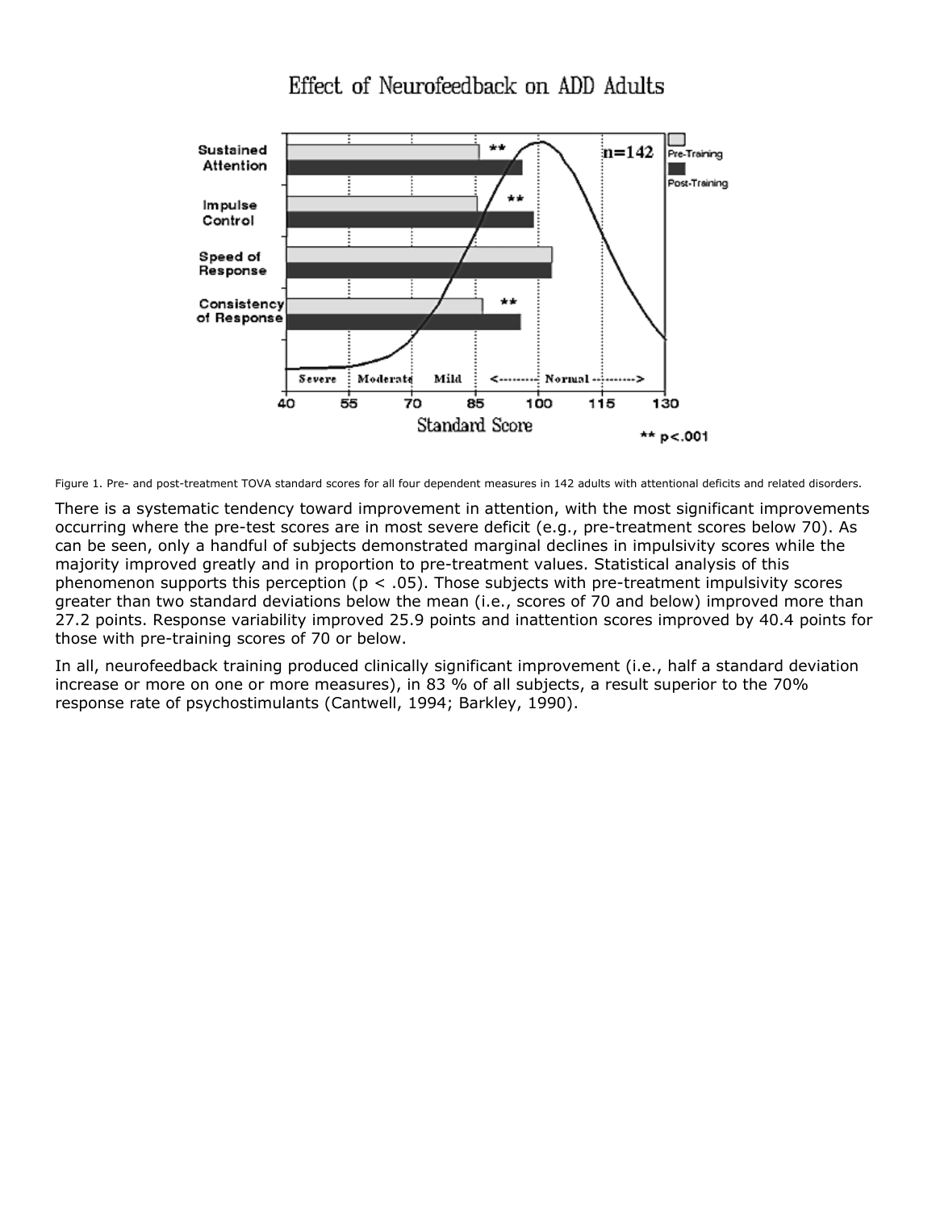Figure 1. Pre- and post-treatment TOVA standard scores for all four dependent measures in 142 adults with attentional deficits and related disorders.

There is a systematic tendency toward improvement in attention, with the most significant improvements occurring where the pre-test scores are in most severe deficit (e.g., pre-treatment scores below 70). As can be seen, only a handful of subjects demonstrated marginal declines in impulsivity scores while the majority improved greatly and in proportion to pre-treatment values. Statistical analysis of this phenomenon supports this perception ($p < .05$). Those subjects with pre-treatment impulsivity scores greater than two standard deviations below the mean (i.e., scores of 70 and below) improved more than 27.2 points. Response variability improved 25.9 points and inattention scores improved by 40.4 points for those with pre-training scores of 70 or below.

In all, neurofeedback training produced clinically significant improvement (i.e., half a standard deviation increase or more on one or more measures), in 83 % of all subjects, a result superior to the 70% response rate of psychostimulants (Cantwell, 1994; Barkley, 1990).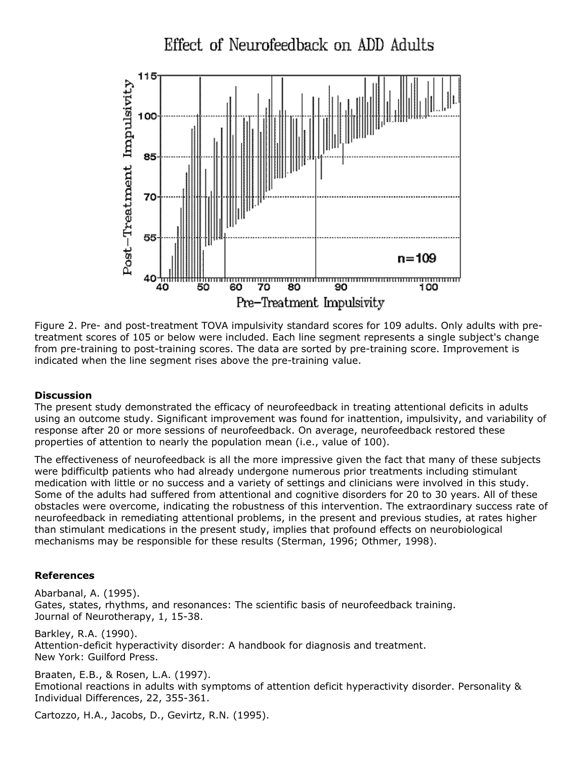Figure 2. Pre- and post-treatment TOVA impulsivity standard scores for 109 adults. Only adults with pre-treatment scores of 105 or below were included. Each line segment represents a single subject's change from pre-training to post-training scores. The data are sorted by pre-training score. Improvement is indicated when the line segment rises above the pre-training value.

**Discussion**

The present study demonstrated the efficacy of neurofeedback in treating attentional deficits in adults using an outcome study. Significant improvement was found for inattention, impulsivity, and variability of response after 20 or more sessions of neurofeedback. On average, neurofeedback restored these properties of attention to nearly the population mean (i.e., value of 100).

The effectiveness of neurofeedback is all the more impressive given the fact that many of these subjects were þdifficultþ patients who had already undergone numerous prior treatments including stimulant medication with little or no success and a variety of settings and clinicians were involved in this study. Some of the adults had suffered from attentional and cognitive disorders for 20 to 30 years. All of these obstacles were overcome, indicating the robustness of this intervention. The extraordinary success rate of neurofeedback in remediating attentional problems, in the present and previous studies, at rates higher than stimulant medications in the present study, implies that profound effects on neurobiological mechanisms may be responsible for these results (Sterman, 1996; Othmer, 1998).

**References**

Abarbanal, A. (1995).
Gates, states, rhythms, and resonances: The scientific basis of neurofeedback training.
Journal of Neurotherapy, 1, 15-38.

Barkley, R.A. (1990).
Attention-deficit hyperactivity disorder: A handbook for diagnosis and treatment.
New York: Guilford Press.

Braaten, E.B., & Rosen, L.A. (1997).
Emotional reactions in adults with symptoms of attention deficit hyperactivity disorder. Personality & Individual Differences, 22, 355-361.

Cartozzo, H.A., Jacobs, D., Gevirtz, R.N. (1995).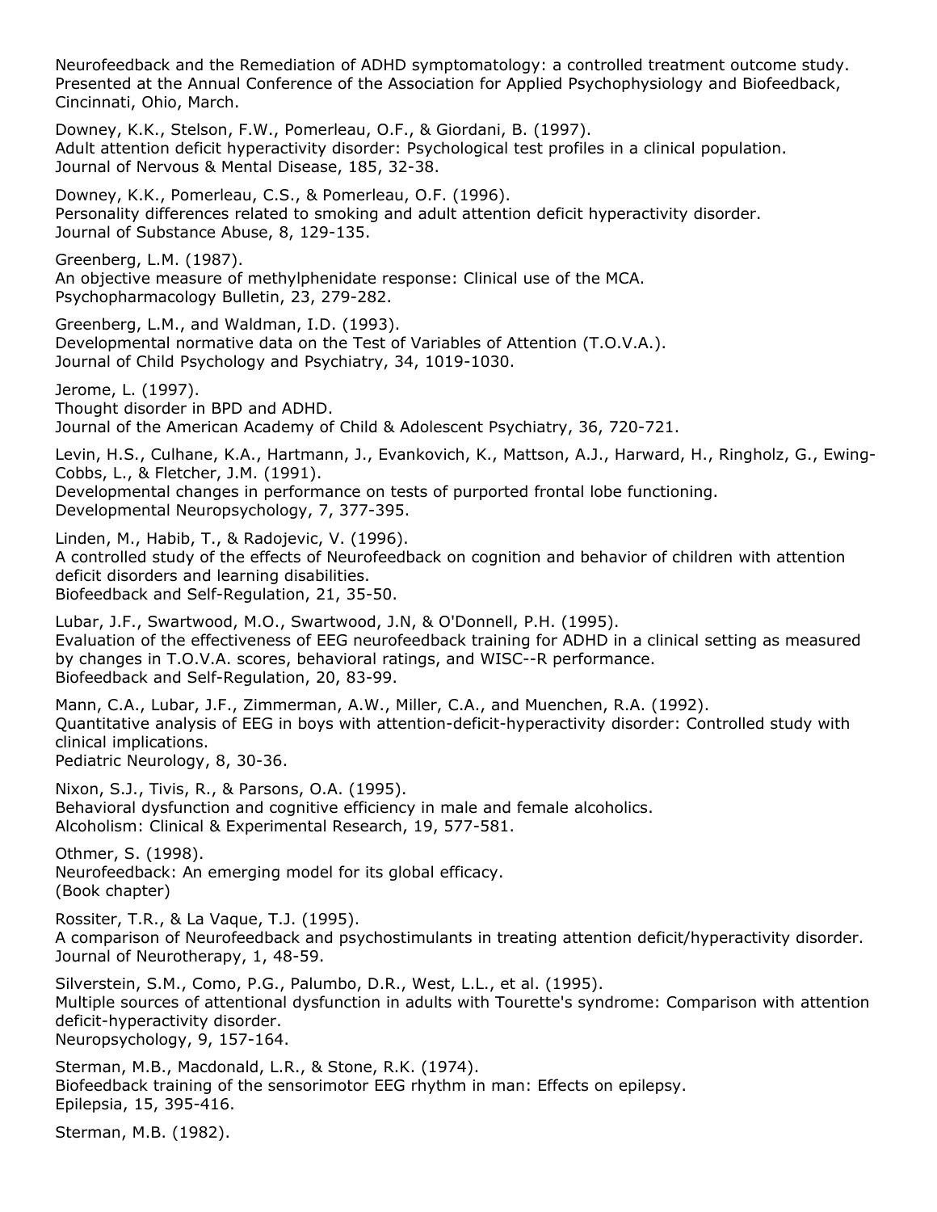Neurofeedback and the Remediation of ADHD symptomatology: a controlled treatment outcome study. Presented at the Annual Conference of the Association for Applied Psychophysiology and Biofeedback, Cincinnati, Ohio, March.

Downey, K.K., Stelson, F.W., Pomerleau, O.F., & Giordani, B. (1997).
Adult attention deficit hyperactivity disorder: Psychological test profiles in a clinical population.
Journal of Nervous & Mental Disease, 185, 32-38.

Downey, K.K., Pomerleau, C.S., & Pomerleau, O.F. (1996).
Personality differences related to smoking and adult attention deficit hyperactivity disorder.
Journal of Substance Abuse, 8, 129-135.

Greenberg, L.M. (1987).
An objective measure of methylphenidate response: Clinical use of the MCA.
Psychopharmacology Bulletin, 23, 279-282.

Greenberg, L.M., and Waldman, I.D. (1993).
Developmental normative data on the Test of Variables of Attention (T.O.V.A.).
Journal of Child Psychology and Psychiatry, 34, 1019-1030.

Jerome, L. (1997).
Thought disorder in BPD and ADHD.
Journal of the American Academy of Child & Adolescent Psychiatry, 36, 720-721.

Levin, H.S., Culhane, K.A., Hartmann, J., Evankovich, K., Mattson, A.J., Harward, H., Ringholz, G., Ewing-Cobbs, L., & Fletcher, J.M. (1991).
Developmental changes in performance on tests of purported frontal lobe functioning.
Developmental Neuropsychology, 7, 377-395.

Linden, M., Habib, T., & Radojevic, V. (1996).
A controlled study of the effects of Neurofeedback on cognition and behavior of children with attention deficit disorders and learning disabilities.
Biofeedback and Self-Regulation, 21, 35-50.

Lubar, J.F., Swartwood, M.O., Swartwood, J.N, & O'Donnell, P.H. (1995).
Evaluation of the effectiveness of EEG neurofeedback training for ADHD in a clinical setting as measured by changes in T.O.V.A. scores, behavioral ratings, and WISC--R performance.
Biofeedback and Self-Regulation, 20, 83-99.

Mann, C.A., Lubar, J.F., Zimmerman, A.W., Miller, C.A., and Muenchen, R.A. (1992).
Quantitative analysis of EEG in boys with attention-deficit-hyperactivity disorder: Controlled study with clinical implications.
Pediatric Neurology, 8, 30-36.

Nixon, S.J., Tivis, R., & Parsons, O.A. (1995).
Behavioral dysfunction and cognitive efficiency in male and female alcoholics.
Alcoholism: Clinical & Experimental Research, 19, 577-581.

Othmer, S. (1998).
Neurofeedback: An emerging model for its global efficacy.
(Book chapter)

Rossiter, T.R., & La Vaque, T.J. (1995).
A comparison of Neurofeedback and psychostimulants in treating attention deficit/hyperactivity disorder.
Journal of Neurotherapy, 1, 48-59.

Silverstein, S.M., Como, P.G., Palumbo, D.R., West, L.L., et al. (1995).
Multiple sources of attentional dysfunction in adults with Tourette's syndrome: Comparison with attention deficit-hyperactivity disorder.
Neuropsychology, 9, 157-164.

Sterman, M.B., Macdonald, L.R., & Stone, R.K. (1974).
Biofeedback training of the sensorimotor EEG rhythm in man: Effects on epilepsy.
Epilepsia, 15, 395-416.

Sterman, M.B. (1982).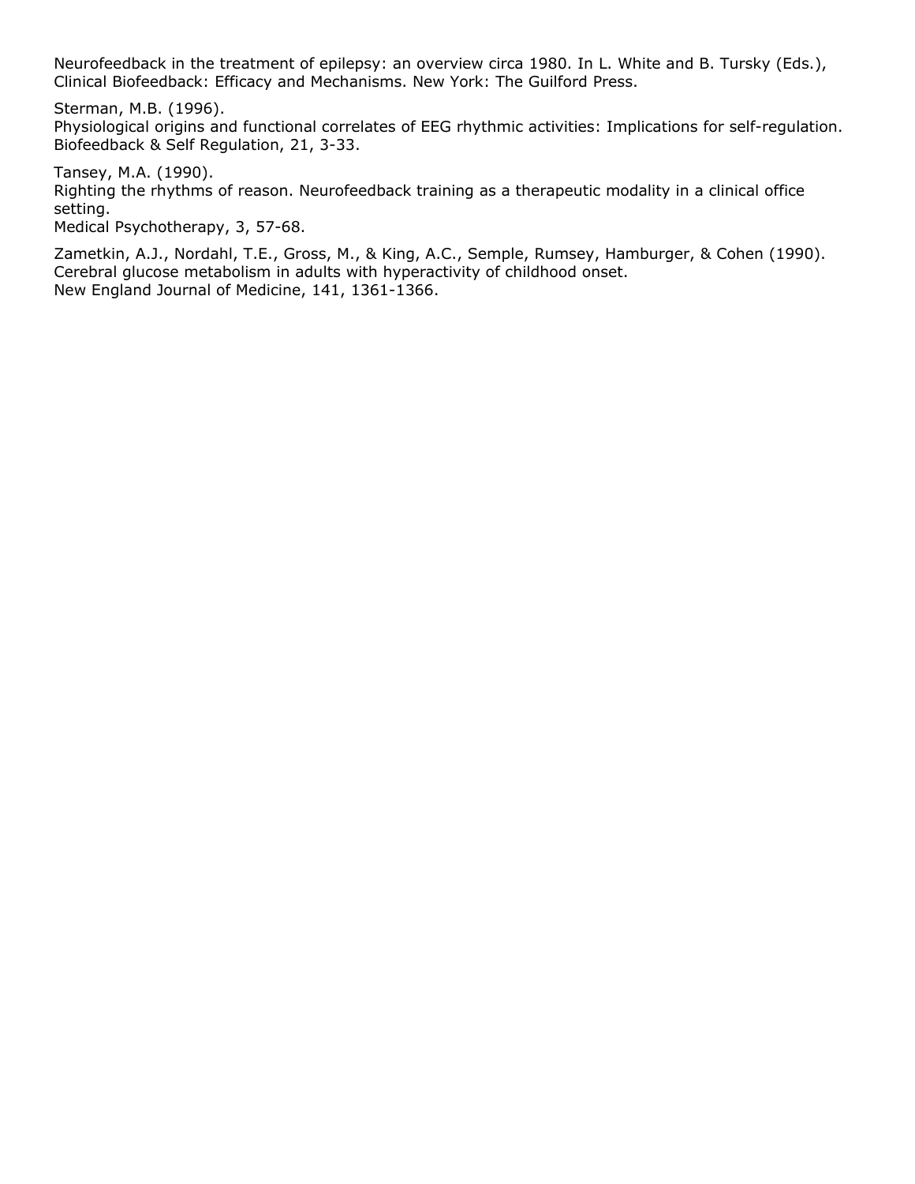Neurofeedback in the treatment of epilepsy: an overview circa 1980. In L. White and B. Tursky (Eds.), Clinical Biofeedback: Efficacy and Mechanisms. New York: The Guilford Press.

Sterman, M.B. (1996).
Physiological origins and functional correlates of EEG rhythmic activities: Implications for self-regulation.
Biofeedback & Self Regulation, 21, 3-33.

Tansey, M.A. (1990).
Righting the rhythms of reason. Neurofeedback training as a therapeutic modality in a clinical office setting.
Medical Psychotherapy, 3, 57-68.

Zametkin, A.J., Nordahl, T.E., Gross, M., & King, A.C., Semple, Rumsey, Hamburger, & Cohen (1990).
Cerebral glucose metabolism in adults with hyperactivity of childhood onset.
New England Journal of Medicine, 141, 1361-1366.